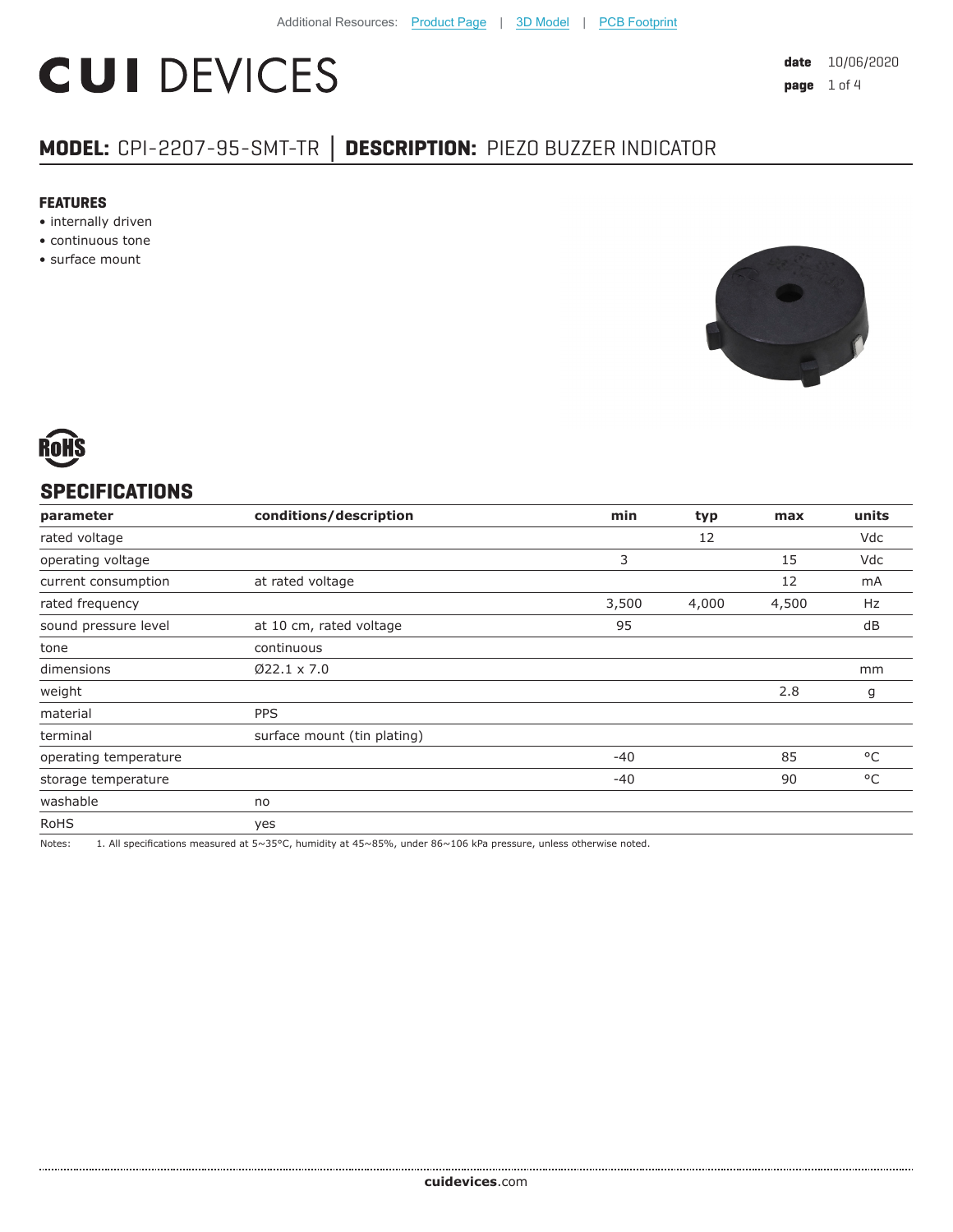Additional Resources: Product Page | 3D Model | PCB Footprint

# CUI DEVICES

date 10/06/2020

## MODEL: CPI-2207-95-SMT-TR | DESCRIPTION: PIEZO BUZZER INDICATOR

### FEATURES

- internally driven
- continuous tone
- surface mount

RoHS

## SPECIFICATIONS

| parameter | conditions/description | min | typ | max | units |
|---|---|---|---|---|---|
| rated voltage | | | 12 | | Vdc |
| operating voltage | | 3 | | 15 | Vdc |
| current consumption | at rated voltage | | | 12 | mA |
| rated frequency | | 3,500 | 4,000 | 4,500 | Hz |
| sound pressure level | at 10 cm, rated voltage | 95 | | | dB |
| tone | continuous | | | | |
| dimensions | Ø22.1 x 7.0 | | | | mm |
| weight | | | | 2.8 | g |
| material | PPS | | | | |
| terminal | surface mount (tin plating) | | | | |
| operating temperature | | -40 | | 85 | °C |
| storage temperature | | -40 | | 90 | °C |
| washable | no | | | | |
| RoHS | yes | | | | |

Notes: 1. All specifications measured at 5~35°C, humidity at 45~85%, under 86~106 kPa pressure, unless otherwise noted.

**cuidevices**.com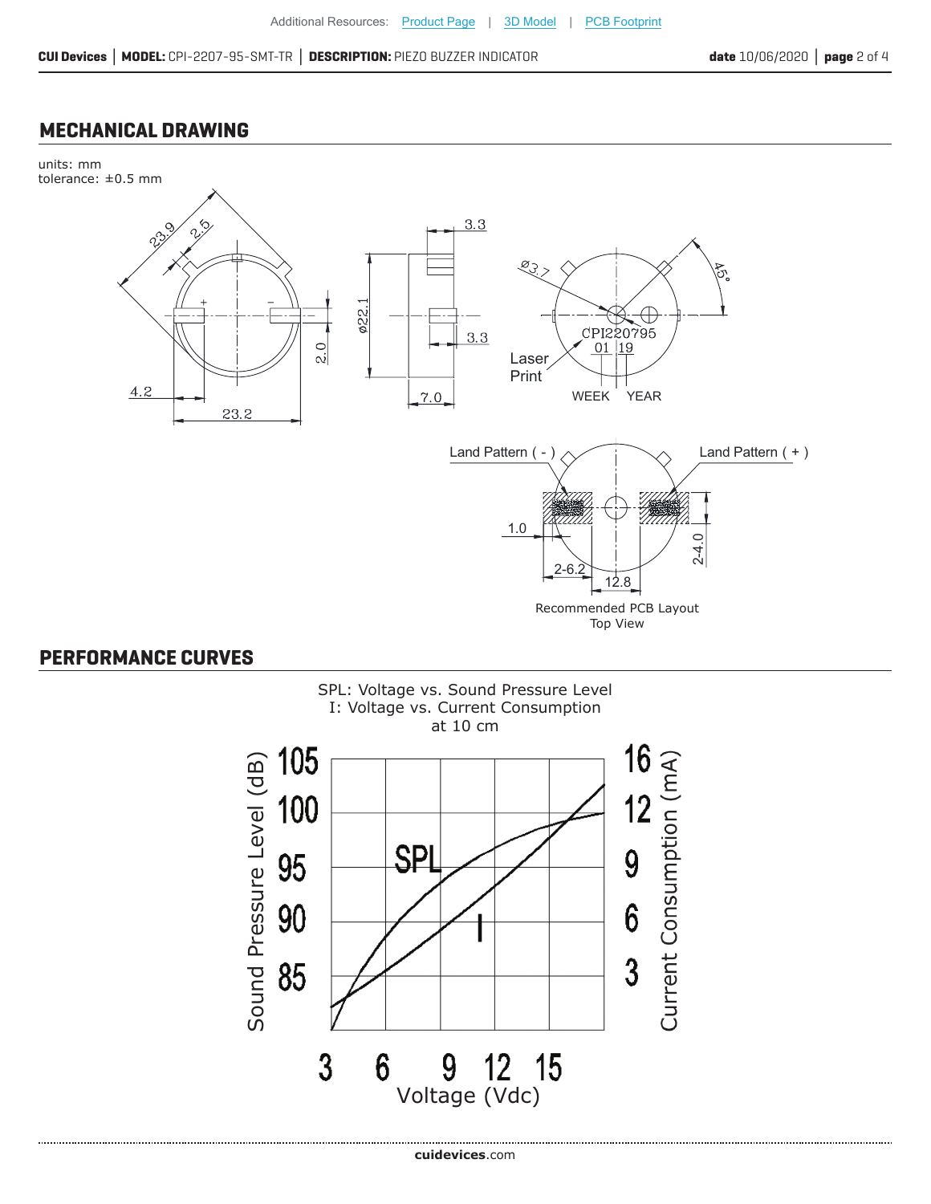## MECHANICAL DRAWING

units: mm
tolerance: ±0.5 mm

Laser Print

CPI220795
01 19
WEEK YEAR

Land Pattern ( - )
Land Pattern ( + )

Recommended PCB Layout
Top View

## PERFORMANCE CURVES

SPL: Voltage vs. Sound Pressure Level
I: Voltage vs. Current Consumption
at 10 cm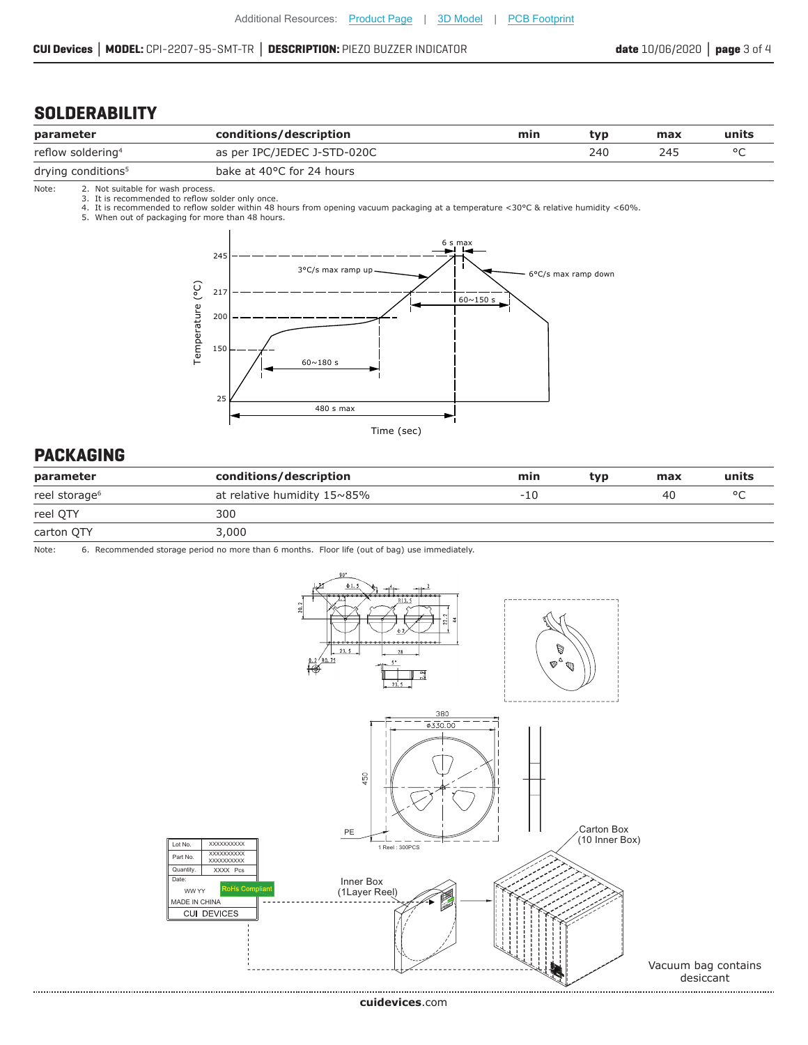## SOLDERABILITY

| parameter | conditions/description | min | typ | max | units |
|---|---|---|---|---|---|
| reflow soldering[4] | as per IPC/JEDEC J-STD-020C | | 240 | 245 | °C |
| drying conditions[5] | bake at 40°C for 24 hours | | | | |

Note:
2. Not suitable for wash process.
3. It is recommended to reflow solder only once.
4. It is recommended to reflow solder within 48 hours from opening vacuum packaging at a temperature <30°C & relative humidity <60%.
5. When out of packaging for more than 48 hours.

## PACKAGING

| parameter | conditions/description | min | typ | max | units |
|---|---|---|---|---|---|
| reel storage[6] | at relative humidity 15~85% | -10 | | 40 | °C |
| reel QTY | 300 | | | | |
| carton QTY | 3,000 | | | | |

Note:
6. Recommended storage period no more than 6 months. Floor life (out of bag) use immediately.

Vacuum bag contains desiccant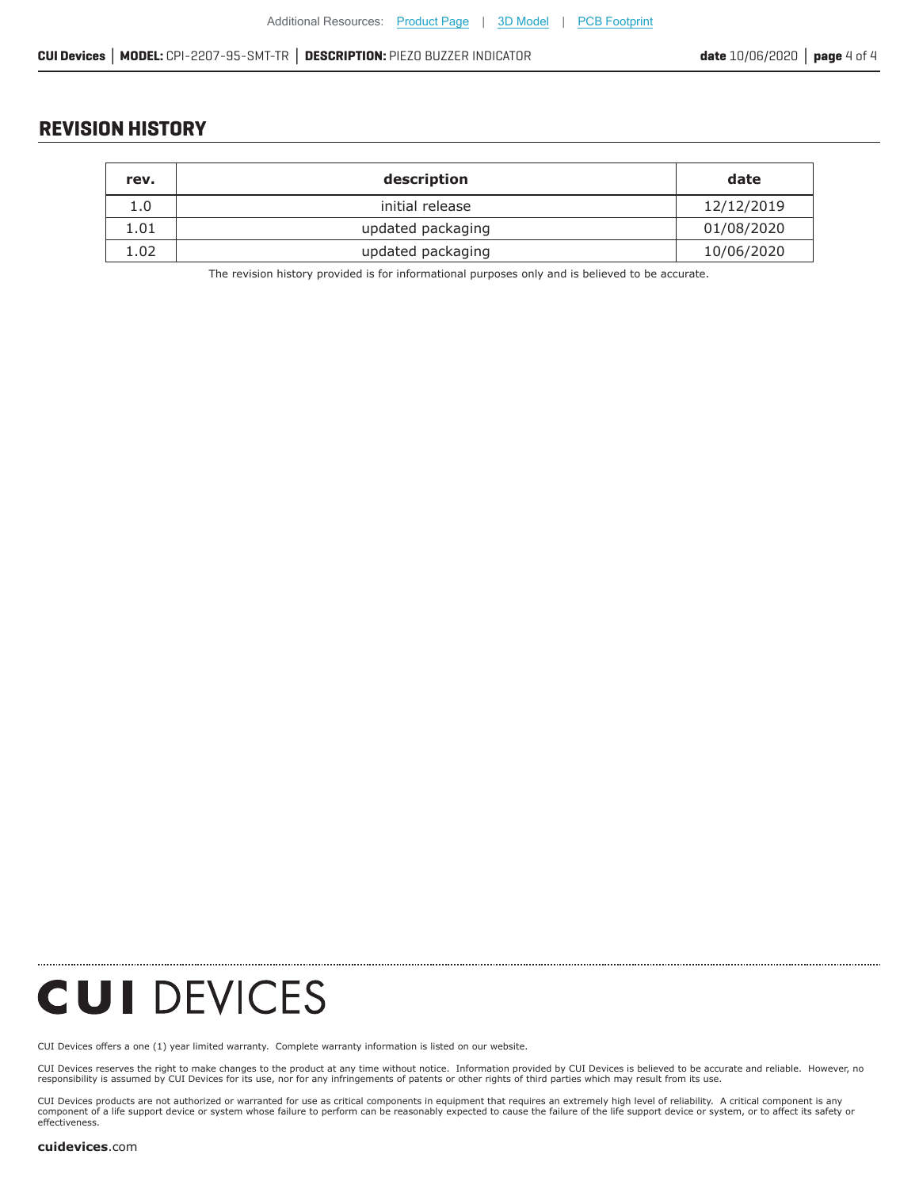## REVISION HISTORY

| rev. | description | date |
| --- | --- | --- |
| 1.0 | initial release | 12/12/2019 |
| 1.01 | updated packaging | 01/08/2020 |
| 1.02 | updated packaging | 10/06/2020 |

The revision history provided is for informational purposes only and is believed to be accurate.

CUI DEVICES

CUI Devices offers a one (1) year limited warranty. Complete warranty information is listed on our website.

CUI Devices reserves the right to make changes to the product at any time without notice. Information provided by CUI Devices is believed to be accurate and reliable. However, no responsibility is assumed by CUI Devices for its use, nor for any infringements of patents or other rights of third parties which may result from its use.

CUI Devices products are not authorized or warranted for use as critical components in equipment that requires an extremely high level of reliability. A critical component is any component of a life support device or system whose failure to perform can be reasonably expected to cause the failure of the life support device or system, or to affect its safety or effectiveness.

**cuidevices**.com